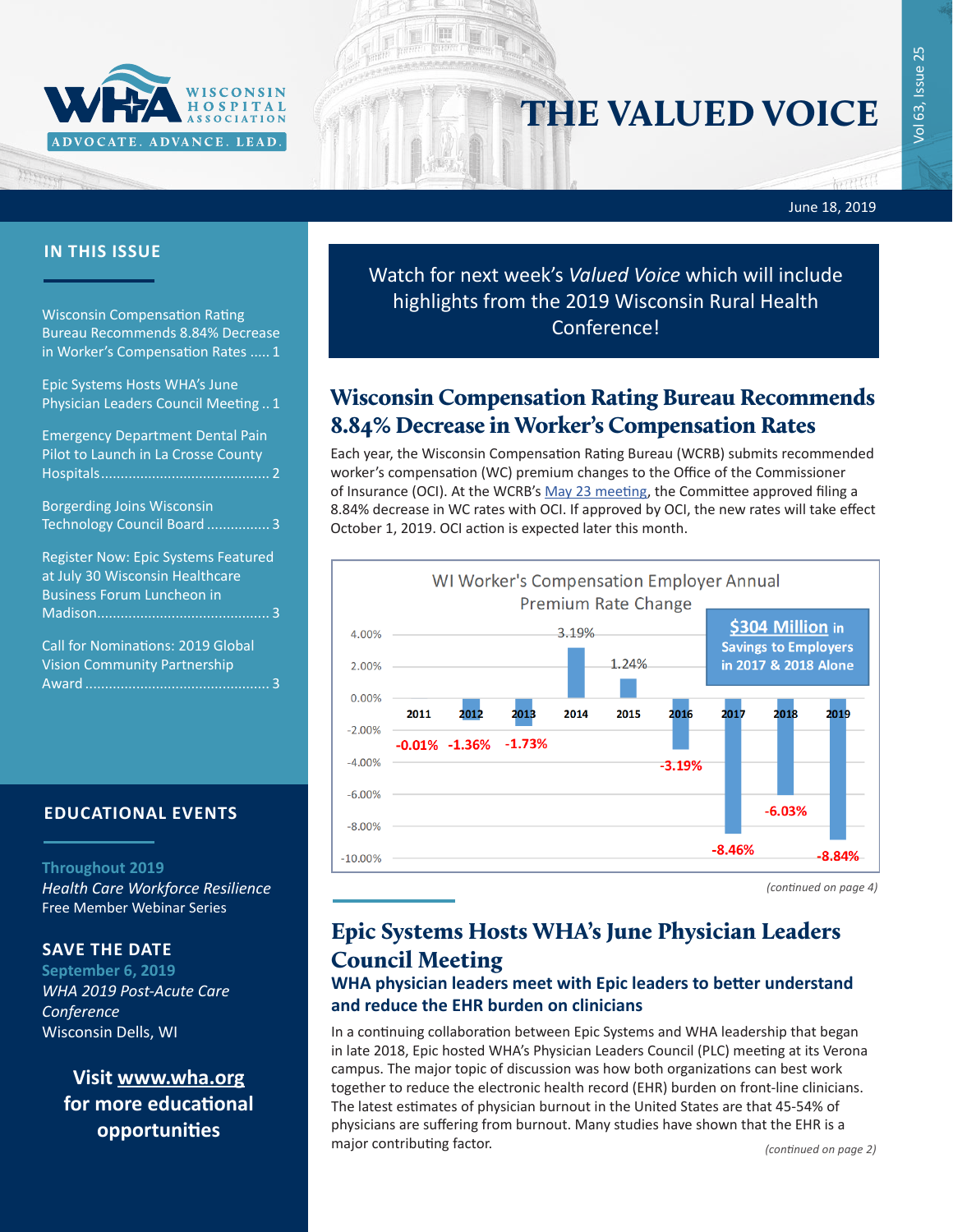WISCONSIN HOSPITAL ASSOCIATION

ADVOCATE. ADVANCE. LEAD.

# THE VALUED VOICE

Vol 63, Issue 25

June 18, 2019

## IN THIS ISSUE

Wisconsin Compensation Rating Bureau Recommends 8.84% Decrease in Worker's Compensation Rates ..... 1

Epic Systems Hosts WHA's June Physician Leaders Council Meeting .. 1

Emergency Department Dental Pain Pilot to Launch in La Crosse County Hospitals ........................................... 2

Borgerding Joins Wisconsin Technology Council Board ................ 3

Register Now: Epic Systems Featured at July 30 Wisconsin Healthcare Business Forum Luncheon in Madison........................................... 3

Call for Nominations: 2019 Global Vision Community Partnership Award ............................................... 3

## EDUCATIONAL EVENTS

**Throughout 2019**
*Health Care Workforce Resilience*
Free Member Webinar Series

**SAVE THE DATE**
**September 6, 2019**
*WHA 2019 Post-Acute Care Conference*
Wisconsin Dells, WI

**Visit www.wha.org for more educational opportunities**

---

Watch for next week's *Valued Voice* which will include highlights from the 2019 Wisconsin Rural Health Conference!

## Wisconsin Compensation Rating Bureau Recommends 8.84% Decrease in Worker's Compensation Rates

Each year, the Wisconsin Compensation Rating Bureau (WCRB) submits recommended worker's compensation (WC) premium changes to the Office of the Commissioner of Insurance (OCI). At the WCRB's May 23 meeting, the Committee approved filing a 8.84% decrease in WC rates with OCI. If approved by OCI, the new rates will take effect October 1, 2019. OCI action is expected later this month.

WI Worker's Compensation Employer Annual Premium Rate Change

| Year | Rate Change |
|---|---|
| 2011 | -0.01% |
| 2012 | -1.36% |
| 2013 | -1.73% |
| 2014 | 3.19% |
| 2015 | 1.24% |
| 2016 | -3.19% |
| 2017 | -8.46% |
| 2018 | -6.03% |
| 2019 | -8.84% |

**$304 Million in Savings to Employers in 2017 & 2018 Alone**

*(continued on page 4)*

## Epic Systems Hosts WHA's June Physician Leaders Council Meeting

### WHA physician leaders meet with Epic leaders to better understand and reduce the EHR burden on clinicians

In a continuing collaboration between Epic Systems and WHA leadership that began in late 2018, Epic hosted WHA's Physician Leaders Council (PLC) meeting at its Verona campus. The major topic of discussion was how both organizations can best work together to reduce the electronic health record (EHR) burden on front-line clinicians. The latest estimates of physician burnout in the United States are that 45-54% of physicians are suffering from burnout. Many studies have shown that the EHR is a major contributing factor.

*(continued on page 2)*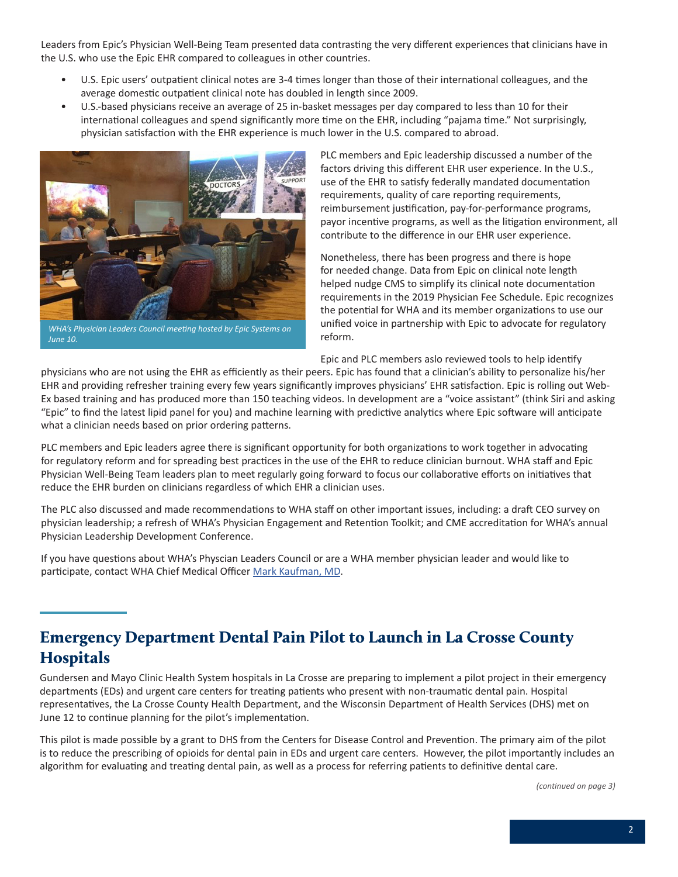Leaders from Epic's Physician Well-Being Team presented data contrasting the very different experiences that clinicians have in the U.S. who use the Epic EHR compared to colleagues in other countries.

- U.S. Epic users' outpatient clinical notes are 3-4 times longer than those of their international colleagues, and the average domestic outpatient clinical note has doubled in length since 2009.
- U.S.-based physicians receive an average of 25 in-basket messages per day compared to less than 10 for their international colleagues and spend significantly more time on the EHR, including "pajama time." Not surprisingly, physician satisfaction with the EHR experience is much lower in the U.S. compared to abroad.

*WHA's Physician Leaders Council meeting hosted by Epic Systems on June 10.*

PLC members and Epic leadership discussed a number of the factors driving this different EHR user experience. In the U.S., use of the EHR to satisfy federally mandated documentation requirements, quality of care reporting requirements, reimbursement justification, pay-for-performance programs, payor incentive programs, as well as the litigation environment, all contribute to the difference in our EHR user experience.

Nonetheless, there has been progress and there is hope for needed change. Data from Epic on clinical note length helped nudge CMS to simplify its clinical note documentation requirements in the 2019 Physician Fee Schedule. Epic recognizes the potential for WHA and its member organizations to use our unified voice in partnership with Epic to advocate for regulatory reform.

Epic and PLC members aslo reviewed tools to help identify physicians who are not using the EHR as efficiently as their peers. Epic has found that a clinician's ability to personalize his/her EHR and providing refresher training every few years significantly improves physicians' EHR satisfaction. Epic is rolling out Web-Ex based training and has produced more than 150 teaching videos. In development are a "voice assistant" (think Siri and asking "Epic" to find the latest lipid panel for you) and machine learning with predictive analytics where Epic software will anticipate what a clinician needs based on prior ordering patterns.

PLC members and Epic leaders agree there is significant opportunity for both organizations to work together in advocating for regulatory reform and for spreading best practices in the use of the EHR to reduce clinician burnout. WHA staff and Epic Physician Well-Being Team leaders plan to meet regularly going forward to focus our collaborative efforts on initiatives that reduce the EHR burden on clinicians regardless of which EHR a clinician uses.

The PLC also discussed and made recommendations to WHA staff on other important issues, including: a draft CEO survey on physician leadership; a refresh of WHA's Physician Engagement and Retention Toolkit; and CME accreditation for WHA's annual Physician Leadership Development Conference.

If you have questions about WHA's Physcian Leaders Council or are a WHA member physician leader and would like to participate, contact WHA Chief Medical Officer [Mark Kaufman, MD](mailto:).

## Emergency Department Dental Pain Pilot to Launch in La Crosse County Hospitals

Gundersen and Mayo Clinic Health System hospitals in La Crosse are preparing to implement a pilot project in their emergency departments (EDs) and urgent care centers for treating patients who present with non-traumatic dental pain. Hospital representatives, the La Crosse County Health Department, and the Wisconsin Department of Health Services (DHS) met on June 12 to continue planning for the pilot's implementation.

This pilot is made possible by a grant to DHS from the Centers for Disease Control and Prevention. The primary aim of the pilot is to reduce the prescribing of opioids for dental pain in EDs and urgent care centers. However, the pilot importantly includes an algorithm for evaluating and treating dental pain, as well as a process for referring patients to definitive dental care.

*(continued on page 3)*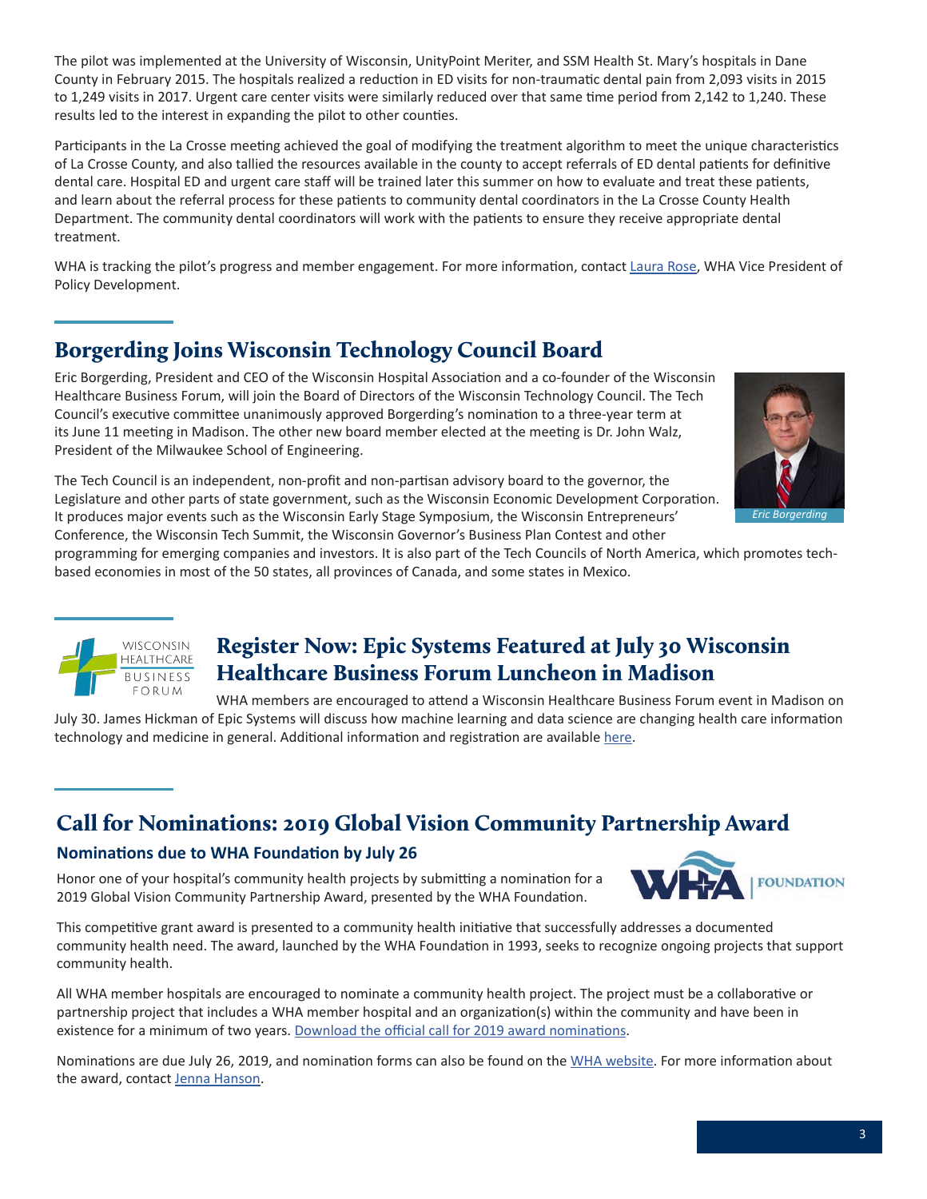The pilot was implemented at the University of Wisconsin, UnityPoint Meriter, and SSM Health St. Mary's hospitals in Dane County in February 2015. The hospitals realized a reduction in ED visits for non-traumatic dental pain from 2,093 visits in 2015 to 1,249 visits in 2017. Urgent care center visits were similarly reduced over that same time period from 2,142 to 1,240. These results led to the interest in expanding the pilot to other counties.

Participants in the La Crosse meeting achieved the goal of modifying the treatment algorithm to meet the unique characteristics of La Crosse County, and also tallied the resources available in the county to accept referrals of ED dental patients for definitive dental care. Hospital ED and urgent care staff will be trained later this summer on how to evaluate and treat these patients, and learn about the referral process for these patients to community dental coordinators in the La Crosse County Health Department. The community dental coordinators will work with the patients to ensure they receive appropriate dental treatment.

WHA is tracking the pilot's progress and member engagement. For more information, contact Laura Rose, WHA Vice President of Policy Development.

## Borgerding Joins Wisconsin Technology Council Board

Eric Borgerding, President and CEO of the Wisconsin Hospital Association and a co-founder of the Wisconsin Healthcare Business Forum, will join the Board of Directors of the Wisconsin Technology Council. The Tech Council's executive committee unanimously approved Borgerding's nomination to a three-year term at its June 11 meeting in Madison. The other new board member elected at the meeting is Dr. John Walz, President of the Milwaukee School of Engineering.

*Eric Borgerding*

The Tech Council is an independent, non-profit and non-partisan advisory board to the governor, the Legislature and other parts of state government, such as the Wisconsin Economic Development Corporation. It produces major events such as the Wisconsin Early Stage Symposium, the Wisconsin Entrepreneurs' Conference, the Wisconsin Tech Summit, the Wisconsin Governor's Business Plan Contest and other programming for emerging companies and investors. It is also part of the Tech Councils of North America, which promotes tech-based economies in most of the 50 states, all provinces of Canada, and some states in Mexico.

## Register Now: Epic Systems Featured at July 30 Wisconsin Healthcare Business Forum Luncheon in Madison

WHA members are encouraged to attend a Wisconsin Healthcare Business Forum event in Madison on July 30. James Hickman of Epic Systems will discuss how machine learning and data science are changing health care information technology and medicine in general. Additional information and registration are available here.

## Call for Nominations: 2019 Global Vision Community Partnership Award

### Nominations due to WHA Foundation by July 26

Honor one of your hospital's community health projects by submitting a nomination for a 2019 Global Vision Community Partnership Award, presented by the WHA Foundation.

This competitive grant award is presented to a community health initiative that successfully addresses a documented community health need. The award, launched by the WHA Foundation in 1993, seeks to recognize ongoing projects that support community health.

All WHA member hospitals are encouraged to nominate a community health project. The project must be a collaborative or partnership project that includes a WHA member hospital and an organization(s) within the community and have been in existence for a minimum of two years. Download the official call for 2019 award nominations.

Nominations are due July 26, 2019, and nomination forms can also be found on the WHA website. For more information about the award, contact Jenna Hanson.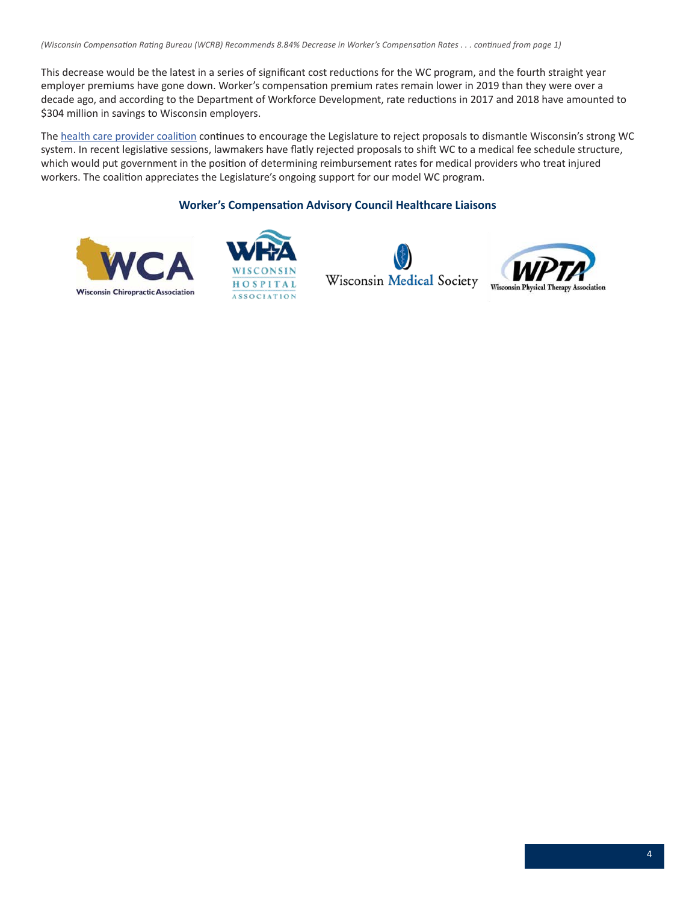*(Wisconsin Compensation Rating Bureau (WCRB) Recommends 8.84% Decrease in Worker's Compensation Rates . . . continued from page 1)*

This decrease would be the latest in a series of significant cost reductions for the WC program, and the fourth straight year employer premiums have gone down. Worker's compensation premium rates remain lower in 2019 than they were over a decade ago, and according to the Department of Workforce Development, rate reductions in 2017 and 2018 have amounted to $304 million in savings to Wisconsin employers.

The health care provider coalition continues to encourage the Legislature to reject proposals to dismantle Wisconsin's strong WC system. In recent legislative sessions, lawmakers have flatly rejected proposals to shift WC to a medical fee schedule structure, which would put government in the position of determining reimbursement rates for medical providers who treat injured workers. The coalition appreciates the Legislature's ongoing support for our model WC program.

**Worker's Compensation Advisory Council Healthcare Liaisons**

WCA
Wisconsin Chiropractic Association

WHA
WISCONSIN HOSPITAL ASSOCIATION

Wisconsin Medical Society

WPTA
Wisconsin Physical Therapy Association